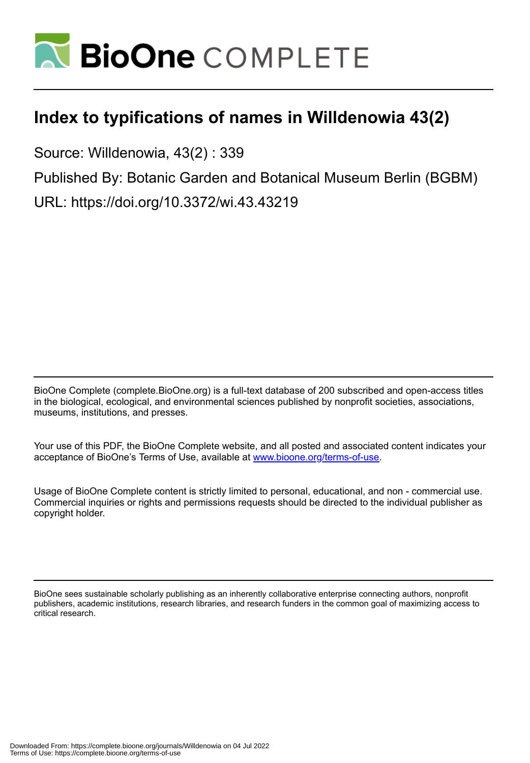# Index to typifications of names in Willdenowia 43(2)

Source: Willdenowia, 43(2) : 339

Published By: Botanic Garden and Botanical Museum Berlin (BGBM)

URL: https://doi.org/10.3372/wi.43.43219

BioOne Complete (complete.BioOne.org) is a full-text database of 200 subscribed and open-access titles in the biological, ecological, and environmental sciences published by nonprofit societies, associations, museums, institutions, and presses.

Your use of this PDF, the BioOne Complete website, and all posted and associated content indicates your acceptance of BioOne's Terms of Use, available at www.bioone.org/terms-of-use.

Usage of BioOne Complete content is strictly limited to personal, educational, and non - commercial use. Commercial inquiries or rights and permissions requests should be directed to the individual publisher as copyright holder.

BioOne sees sustainable scholarly publishing as an inherently collaborative enterprise connecting authors, nonprofit publishers, academic institutions, research libraries, and research funders in the common goal of maximizing access to critical research.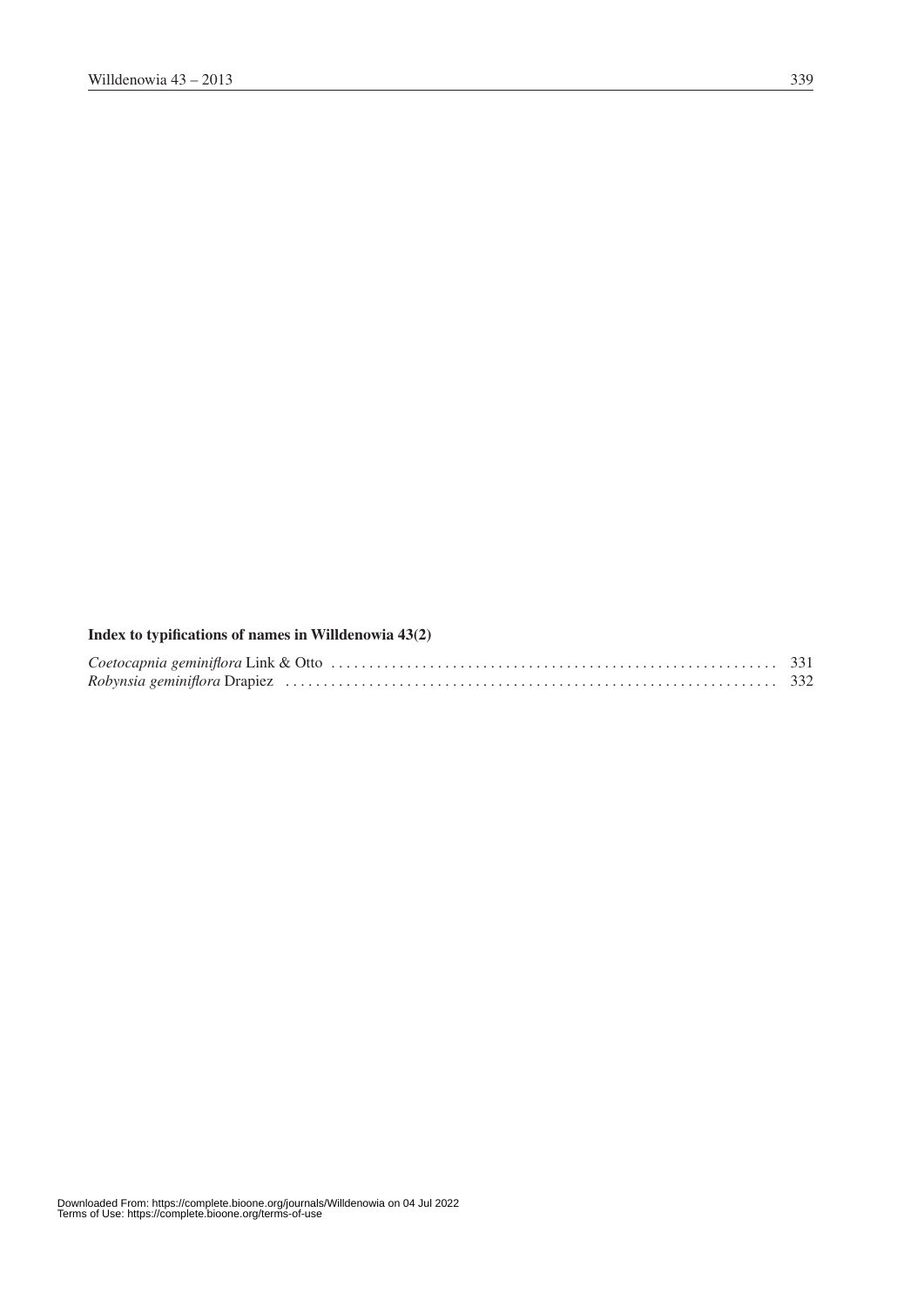**Index to typifications of names in Willdenowia 43(2)**

*Coetocapnia geminiflora* Link & Otto .......... 331
*Robynsia geminiflora* Drapiez .......... 332

Downloaded From: https://complete.bioone.org/journals/Willdenowia on 04 Jul 2022
Terms of Use: https://complete.bioone.org/terms-of-use